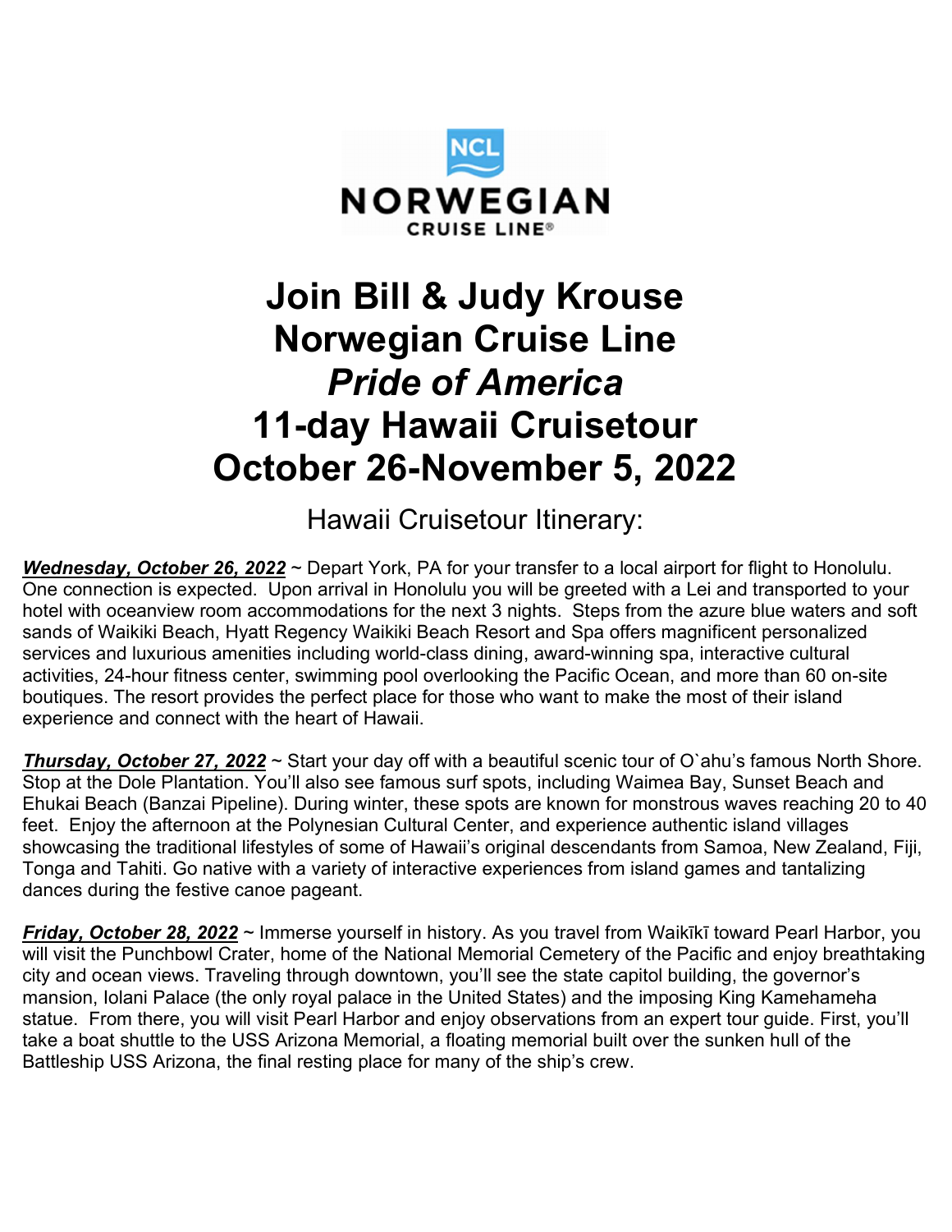# Join Bill & Judy Krouse
# Norwegian Cruise Line
# *Pride of America*
# 11-day Hawaii Cruisetour
# October 26-November 5, 2022

## Hawaii Cruisetour Itinerary:

***Wednesday, October 26, 2022*** ~ Depart York, PA for your transfer to a local airport for flight to Honolulu. One connection is expected. Upon arrival in Honolulu you will be greeted with a Lei and transported to your hotel with oceanview room accommodations for the next 3 nights. Steps from the azure blue waters and soft sands of Waikiki Beach, Hyatt Regency Waikiki Beach Resort and Spa offers magnificent personalized services and luxurious amenities including world-class dining, award-winning spa, interactive cultural activities, 24-hour fitness center, swimming pool overlooking the Pacific Ocean, and more than 60 on-site boutiques. The resort provides the perfect place for those who want to make the most of their island experience and connect with the heart of Hawaii.

***Thursday, October 27, 2022*** ~ Start your day off with a beautiful scenic tour of O`ahu's famous North Shore. Stop at the Dole Plantation. You'll also see famous surf spots, including Waimea Bay, Sunset Beach and Ehukai Beach (Banzai Pipeline). During winter, these spots are known for monstrous waves reaching 20 to 40 feet. Enjoy the afternoon at the Polynesian Cultural Center, and experience authentic island villages showcasing the traditional lifestyles of some of Hawaii's original descendants from Samoa, New Zealand, Fiji, Tonga and Tahiti. Go native with a variety of interactive experiences from island games and tantalizing dances during the festive canoe pageant.

***Friday, October 28, 2022*** ~ Immerse yourself in history. As you travel from Waikīkī toward Pearl Harbor, you will visit the Punchbowl Crater, home of the National Memorial Cemetery of the Pacific and enjoy breathtaking city and ocean views. Traveling through downtown, you'll see the state capitol building, the governor's mansion, Iolani Palace (the only royal palace in the United States) and the imposing King Kamehameha statue. From there, you will visit Pearl Harbor and enjoy observations from an expert tour guide. First, you'll take a boat shuttle to the USS Arizona Memorial, a floating memorial built over the sunken hull of the Battleship USS Arizona, the final resting place for many of the ship's crew.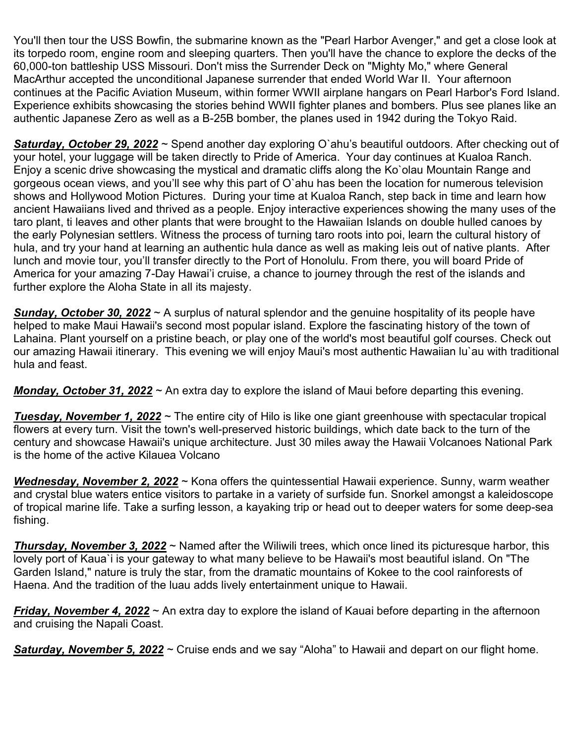You'll then tour the USS Bowfin, the submarine known as the "Pearl Harbor Avenger," and get a close look at its torpedo room, engine room and sleeping quarters. Then you'll have the chance to explore the decks of the 60,000-ton battleship USS Missouri. Don't miss the Surrender Deck on "Mighty Mo," where General MacArthur accepted the unconditional Japanese surrender that ended World War II. Your afternoon continues at the Pacific Aviation Museum, within former WWII airplane hangars on Pearl Harbor's Ford Island. Experience exhibits showcasing the stories behind WWII fighter planes and bombers. Plus see planes like an authentic Japanese Zero as well as a B-25B bomber, the planes used in 1942 during the Tokyo Raid.

***Saturday, October 29, 2022*** ~ Spend another day exploring O`ahu's beautiful outdoors. After checking out of your hotel, your luggage will be taken directly to Pride of America. Your day continues at Kualoa Ranch. Enjoy a scenic drive showcasing the mystical and dramatic cliffs along the Ko`olau Mountain Range and gorgeous ocean views, and you'll see why this part of O`ahu has been the location for numerous television shows and Hollywood Motion Pictures. During your time at Kualoa Ranch, step back in time and learn how ancient Hawaiians lived and thrived as a people. Enjoy interactive experiences showing the many uses of the taro plant, ti leaves and other plants that were brought to the Hawaiian Islands on double hulled canoes by the early Polynesian settlers. Witness the process of turning taro roots into poi, learn the cultural history of hula, and try your hand at learning an authentic hula dance as well as making leis out of native plants. After lunch and movie tour, you'll transfer directly to the Port of Honolulu. From there, you will board Pride of America for your amazing 7-Day Hawai'i cruise, a chance to journey through the rest of the islands and further explore the Aloha State in all its majesty.

***Sunday, October 30, 2022*** ~ A surplus of natural splendor and the genuine hospitality of its people have helped to make Maui Hawaii's second most popular island. Explore the fascinating history of the town of Lahaina. Plant yourself on a pristine beach, or play one of the world's most beautiful golf courses. Check out our amazing Hawaii itinerary. This evening we will enjoy Maui's most authentic Hawaiian lu`au with traditional hula and feast.

***Monday, October 31, 2022*** ~ An extra day to explore the island of Maui before departing this evening.

***Tuesday, November 1, 2022*** ~ The entire city of Hilo is like one giant greenhouse with spectacular tropical flowers at every turn. Visit the town's well-preserved historic buildings, which date back to the turn of the century and showcase Hawaii's unique architecture. Just 30 miles away the Hawaii Volcanoes National Park is the home of the active Kilauea Volcano

***Wednesday, November 2, 2022*** ~ Kona offers the quintessential Hawaii experience. Sunny, warm weather and crystal blue waters entice visitors to partake in a variety of surfside fun. Snorkel amongst a kaleidoscope of tropical marine life. Take a surfing lesson, a kayaking trip or head out to deeper waters for some deep-sea fishing.

***Thursday, November 3, 2022*** ~ Named after the Wiliwili trees, which once lined its picturesque harbor, this lovely port of Kaua`i is your gateway to what many believe to be Hawaii's most beautiful island. On "The Garden Island," nature is truly the star, from the dramatic mountains of Kokee to the cool rainforests of Haena. And the tradition of the luau adds lively entertainment unique to Hawaii.

***Friday, November 4, 2022*** ~ An extra day to explore the island of Kauai before departing in the afternoon and cruising the Napali Coast.

***Saturday, November 5, 2022*** ~ Cruise ends and we say "Aloha" to Hawaii and depart on our flight home.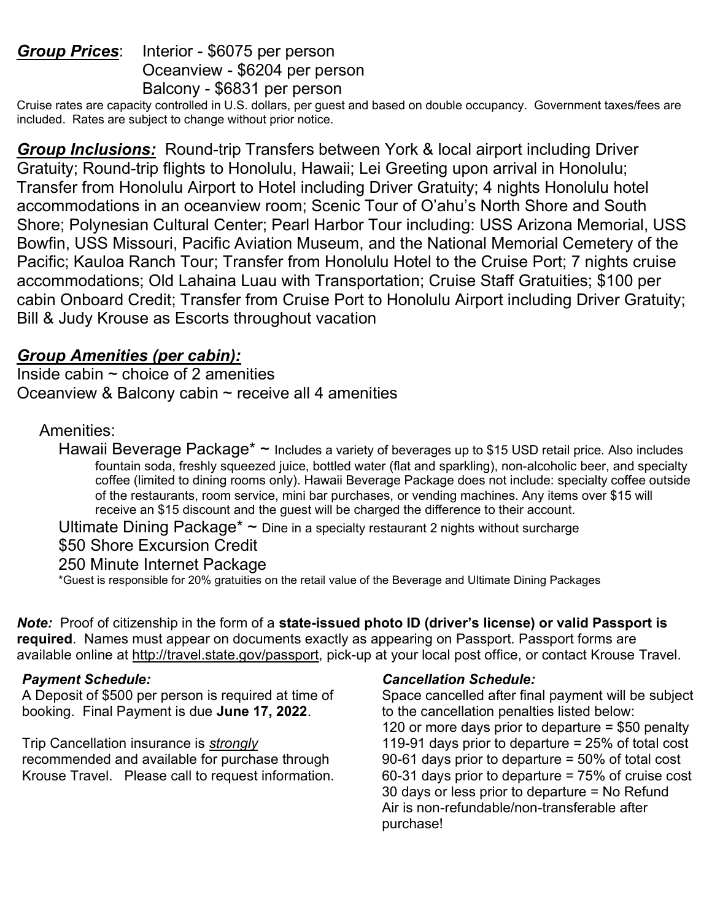***Group Prices***: Interior - $6075 per person
Oceanview - $6204 per person
Balcony - $6831 per person

Cruise rates are capacity controlled in U.S. dollars, per guest and based on double occupancy. Government taxes/fees are included. Rates are subject to change without prior notice.

***Group Inclusions:*** Round-trip Transfers between York & local airport including Driver Gratuity; Round-trip flights to Honolulu, Hawaii; Lei Greeting upon arrival in Honolulu; Transfer from Honolulu Airport to Hotel including Driver Gratuity; 4 nights Honolulu hotel accommodations in an oceanview room; Scenic Tour of O'ahu's North Shore and South Shore; Polynesian Cultural Center; Pearl Harbor Tour including: USS Arizona Memorial, USS Bowfin, USS Missouri, Pacific Aviation Museum, and the National Memorial Cemetery of the Pacific; Kauloa Ranch Tour; Transfer from Honolulu Hotel to the Cruise Port; 7 nights cruise accommodations; Old Lahaina Luau with Transportation; Cruise Staff Gratuities; $100 per cabin Onboard Credit; Transfer from Cruise Port to Honolulu Airport including Driver Gratuity; Bill & Judy Krouse as Escorts throughout vacation

***Group Amenities (per cabin):***

Inside cabin ~ choice of 2 amenities
Oceanview & Balcony cabin ~ receive all 4 amenities

Amenities:

Hawaii Beverage Package* ~ Includes a variety of beverages up to $15 USD retail price. Also includes fountain soda, freshly squeezed juice, bottled water (flat and sparkling), non-alcoholic beer, and specialty coffee (limited to dining rooms only). Hawaii Beverage Package does not include: specialty coffee outside of the restaurants, room service, mini bar purchases, or vending machines. Any items over $15 will receive an $15 discount and the guest will be charged the difference to their account.

Ultimate Dining Package* ~ Dine in a specialty restaurant 2 nights without surcharge

$50 Shore Excursion Credit

250 Minute Internet Package

*Guest is responsible for 20% gratuities on the retail value of the Beverage and Ultimate Dining Packages

***Note:*** Proof of citizenship in the form of a **state-issued photo ID (driver's license) or valid Passport is required**. Names must appear on documents exactly as appearing on Passport. Passport forms are available online at http://travel.state.gov/passport, pick-up at your local post office, or contact Krouse Travel.

***Payment Schedule:***

A Deposit of $500 per person is required at time of booking. Final Payment is due **June 17, 2022**.

Trip Cancellation insurance is *strongly* recommended and available for purchase through Krouse Travel. Please call to request information.

***Cancellation Schedule:***

Space cancelled after final payment will be subject to the cancellation penalties listed below:
120 or more days prior to departure = $50 penalty
119-91 days prior to departure = 25% of total cost
90-61 days prior to departure = 50% of total cost
60-31 days prior to departure = 75% of cruise cost
30 days or less prior to departure = No Refund
Air is non-refundable/non-transferable after purchase!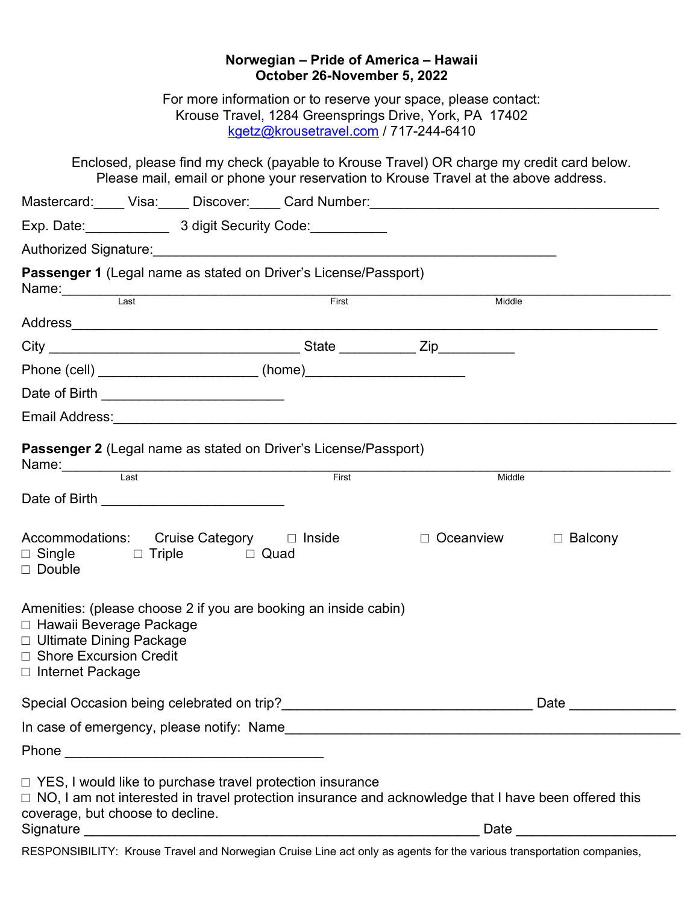**Norwegian – Pride of America – Hawaii**
**October 26-November 5, 2022**

For more information or to reserve your space, please contact:
Krouse Travel, 1284 Greensprings Drive, York, PA 17402
kgetz@krousetravel.com / 717-244-6410

Enclosed, please find my check (payable to Krouse Travel) OR charge my credit card below.
Please mail, email or phone your reservation to Krouse Travel at the above address.

Mastercard:____ Visa:____ Discover:____ Card Number:_______________________________________

Exp. Date:___________ 3 digit Security Code:__________

Authorized Signature:______________________________________________________

**Passenger 1** (Legal name as stated on Driver's License/Passport)
Name:__________________________________________________________________________
Last First Middle

Address_______________________________________________________________________

City _________________________________ State __________ Zip__________

Phone (cell) _____________________ (home)_____________________

Date of Birth ________________________

Email Address:___________________________________________________________________

**Passenger 2** (Legal name as stated on Driver's License/Passport)
Name:__________________________________________________________________________
Last First Middle

Date of Birth ________________________

Accommodations: Cruise Category ☐ Inside ☐ Oceanview ☐ Balcony
☐ Single ☐ Triple ☐ Quad
☐ Double

Amenities: (please choose 2 if you are booking an inside cabin)
☐ Hawaii Beverage Package
☐ Ultimate Dining Package
☐ Shore Excursion Credit
☐ Internet Package

Special Occasion being celebrated on trip?_________________________________ Date ______________

In case of emergency, please notify: Name_____________________________________________________

Phone __________________________________

☐ YES, I would like to purchase travel protection insurance
☐ NO, I am not interested in travel protection insurance and acknowledge that I have been offered this coverage, but choose to decline.
Signature _____________________________________________________ Date _____________________

RESPONSIBILITY: Krouse Travel and Norwegian Cruise Line act only as agents for the various transportation companies,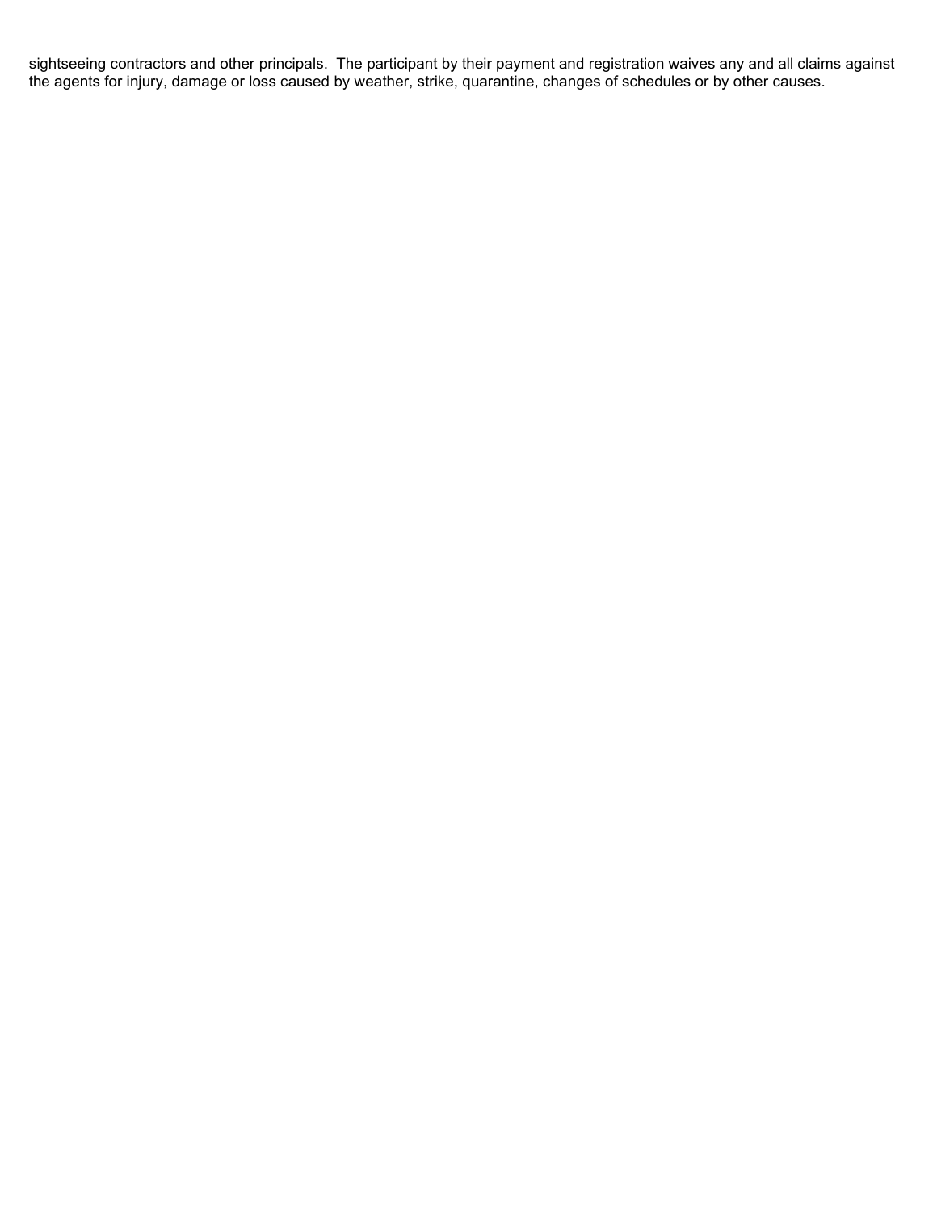sightseeing contractors and other principals. The participant by their payment and registration waives any and all claims against the agents for injury, damage or loss caused by weather, strike, quarantine, changes of schedules or by other causes.